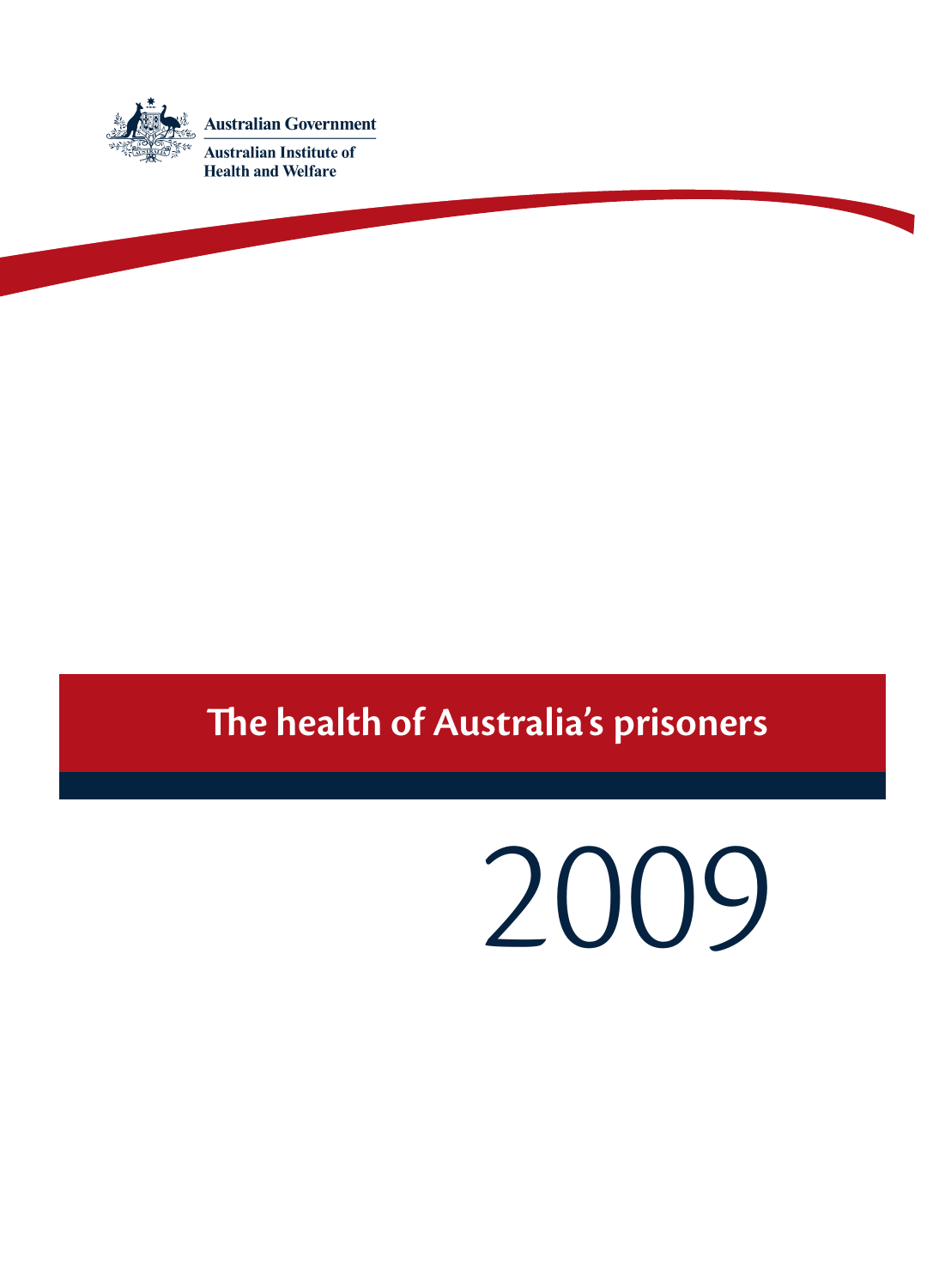Australian Government

Australian Institute of Health and Welfare

# The health of Australia's prisoners

2009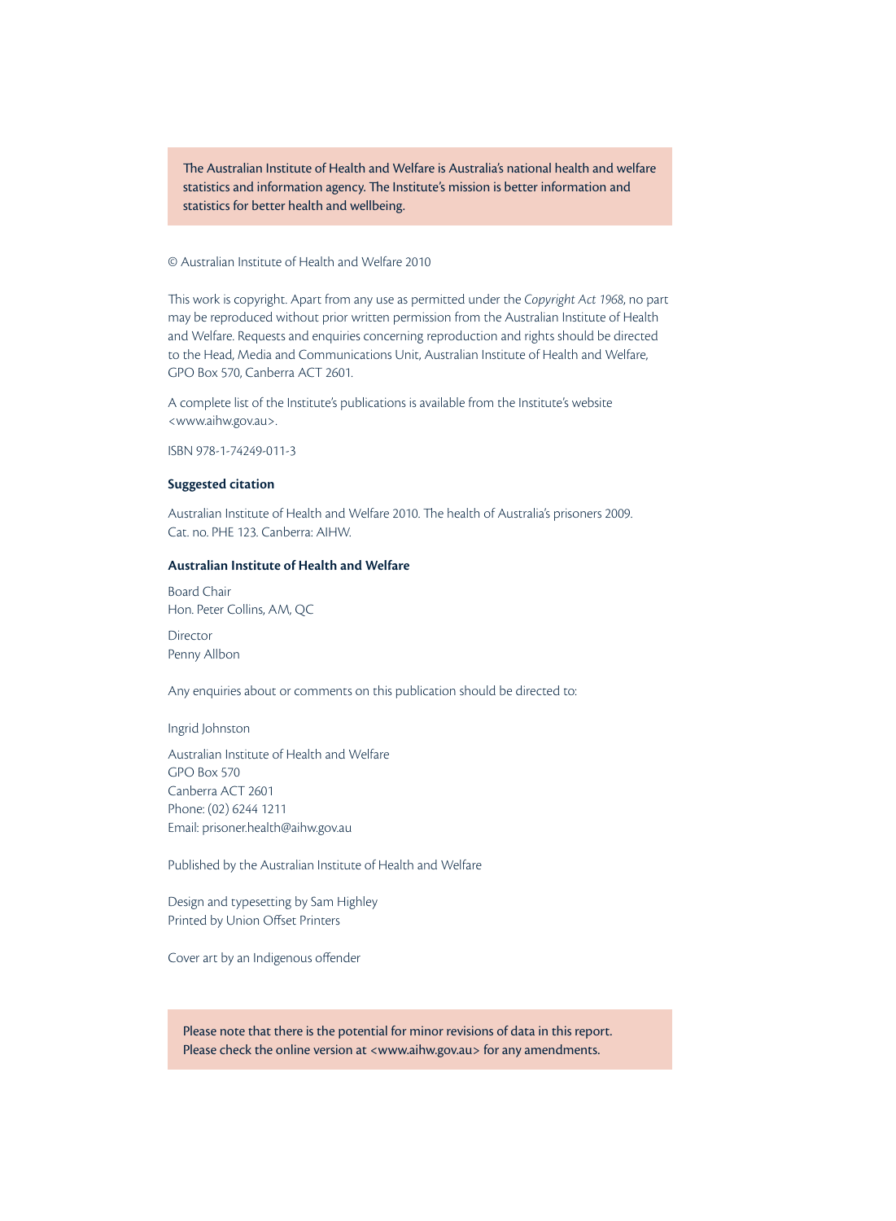The Australian Institute of Health and Welfare is Australia's national health and welfare statistics and information agency. The Institute's mission is better information and statistics for better health and wellbeing.

© Australian Institute of Health and Welfare 2010

This work is copyright. Apart from any use as permitted under the *Copyright Act 1968*, no part may be reproduced without prior written permission from the Australian Institute of Health and Welfare. Requests and enquiries concerning reproduction and rights should be directed to the Head, Media and Communications Unit, Australian Institute of Health and Welfare, GPO Box 570, Canberra ACT 2601.

A complete list of the Institute's publications is available from the Institute's website <www.aihw.gov.au>.

ISBN 978-1-74249-011-3

**Suggested citation**

Australian Institute of Health and Welfare 2010. The health of Australia's prisoners 2009. Cat. no. PHE 123. Canberra: AIHW.

**Australian Institute of Health and Welfare**

Board Chair
Hon. Peter Collins, AM, QC

Director
Penny Allbon

Any enquiries about or comments on this publication should be directed to:

Ingrid Johnston

Australian Institute of Health and Welfare
GPO Box 570
Canberra ACT 2601
Phone: (02) 6244 1211
Email: prisoner.health@aihw.gov.au

Published by the Australian Institute of Health and Welfare

Design and typesetting by Sam Highley
Printed by Union Offset Printers

Cover art by an Indigenous offender

Please note that there is the potential for minor revisions of data in this report. Please check the online version at <www.aihw.gov.au> for any amendments.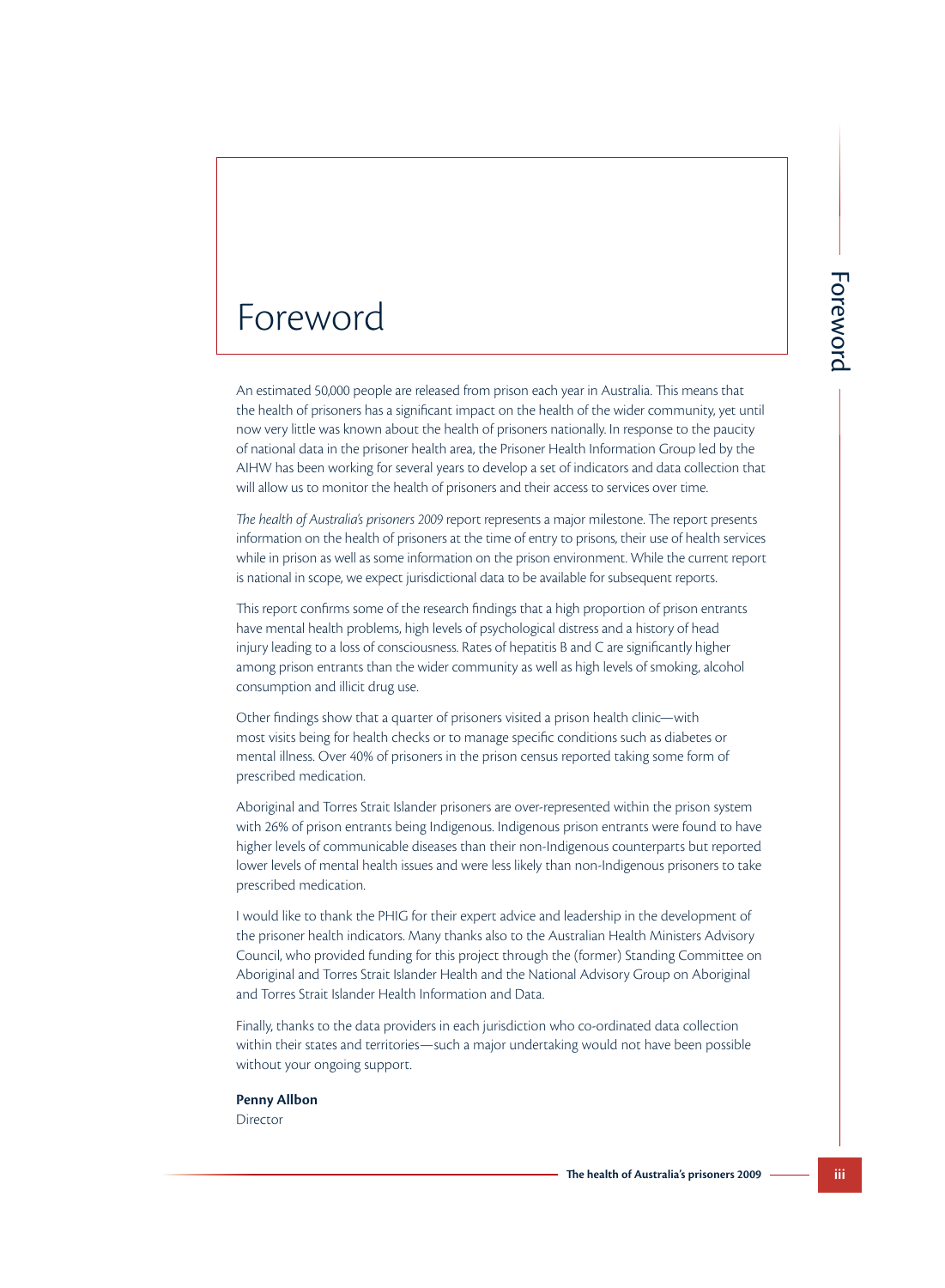# Foreword

An estimated 50,000 people are released from prison each year in Australia. This means that the health of prisoners has a significant impact on the health of the wider community, yet until now very little was known about the health of prisoners nationally. In response to the paucity of national data in the prisoner health area, the Prisoner Health Information Group led by the AIHW has been working for several years to develop a set of indicators and data collection that will allow us to monitor the health of prisoners and their access to services over time.

*The health of Australia's prisoners 2009* report represents a major milestone. The report presents information on the health of prisoners at the time of entry to prisons, their use of health services while in prison as well as some information on the prison environment. While the current report is national in scope, we expect jurisdictional data to be available for subsequent reports.

This report confirms some of the research findings that a high proportion of prison entrants have mental health problems, high levels of psychological distress and a history of head injury leading to a loss of consciousness. Rates of hepatitis B and C are significantly higher among prison entrants than the wider community as well as high levels of smoking, alcohol consumption and illicit drug use.

Other findings show that a quarter of prisoners visited a prison health clinic—with most visits being for health checks or to manage specific conditions such as diabetes or mental illness. Over 40% of prisoners in the prison census reported taking some form of prescribed medication.

Aboriginal and Torres Strait Islander prisoners are over-represented within the prison system with 26% of prison entrants being Indigenous. Indigenous prison entrants were found to have higher levels of communicable diseases than their non-Indigenous counterparts but reported lower levels of mental health issues and were less likely than non-Indigenous prisoners to take prescribed medication.

I would like to thank the PHIG for their expert advice and leadership in the development of the prisoner health indicators. Many thanks also to the Australian Health Ministers Advisory Council, who provided funding for this project through the (former) Standing Committee on Aboriginal and Torres Strait Islander Health and the National Advisory Group on Aboriginal and Torres Strait Islander Health Information and Data.

Finally, thanks to the data providers in each jurisdiction who co-ordinated data collection within their states and territories—such a major undertaking would not have been possible without your ongoing support.

**Penny Allbon**
Director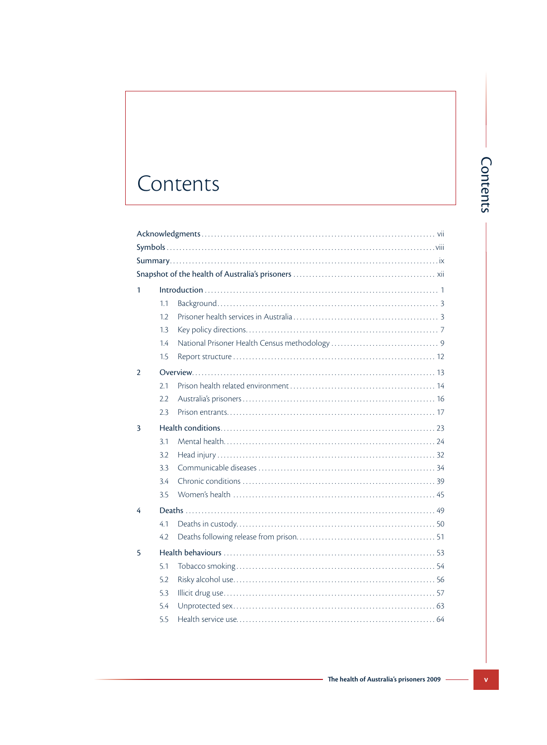# Contents

Acknowledgments .......... vii

Symbols .......... viii

Summary .......... ix

Snapshot of the health of Australia's prisoners .......... xii

1 Introduction .......... 1

- 1.1 Background .......... 3
- 1.2 Prisoner health services in Australia .......... 3
- 1.3 Key policy directions .......... 7
- 1.4 National Prisoner Health Census methodology .......... 9
- 1.5 Report structure .......... 12

2 Overview .......... 13

- 2.1 Prison health related environment .......... 14
- 2.2 Australia's prisoners .......... 16
- 2.3 Prison entrants .......... 17

3 Health conditions .......... 23

- 3.1 Mental health .......... 24
- 3.2 Head injury .......... 32
- 3.3 Communicable diseases .......... 34
- 3.4 Chronic conditions .......... 39
- 3.5 Women's health .......... 45

4 Deaths .......... 49

- 4.1 Deaths in custody .......... 50
- 4.2 Deaths following release from prison .......... 51

5 Health behaviours .......... 53

- 5.1 Tobacco smoking .......... 54
- 5.2 Risky alcohol use .......... 56
- 5.3 Illicit drug use .......... 57
- 5.4 Unprotected sex .......... 63
- 5.5 Health service use .......... 64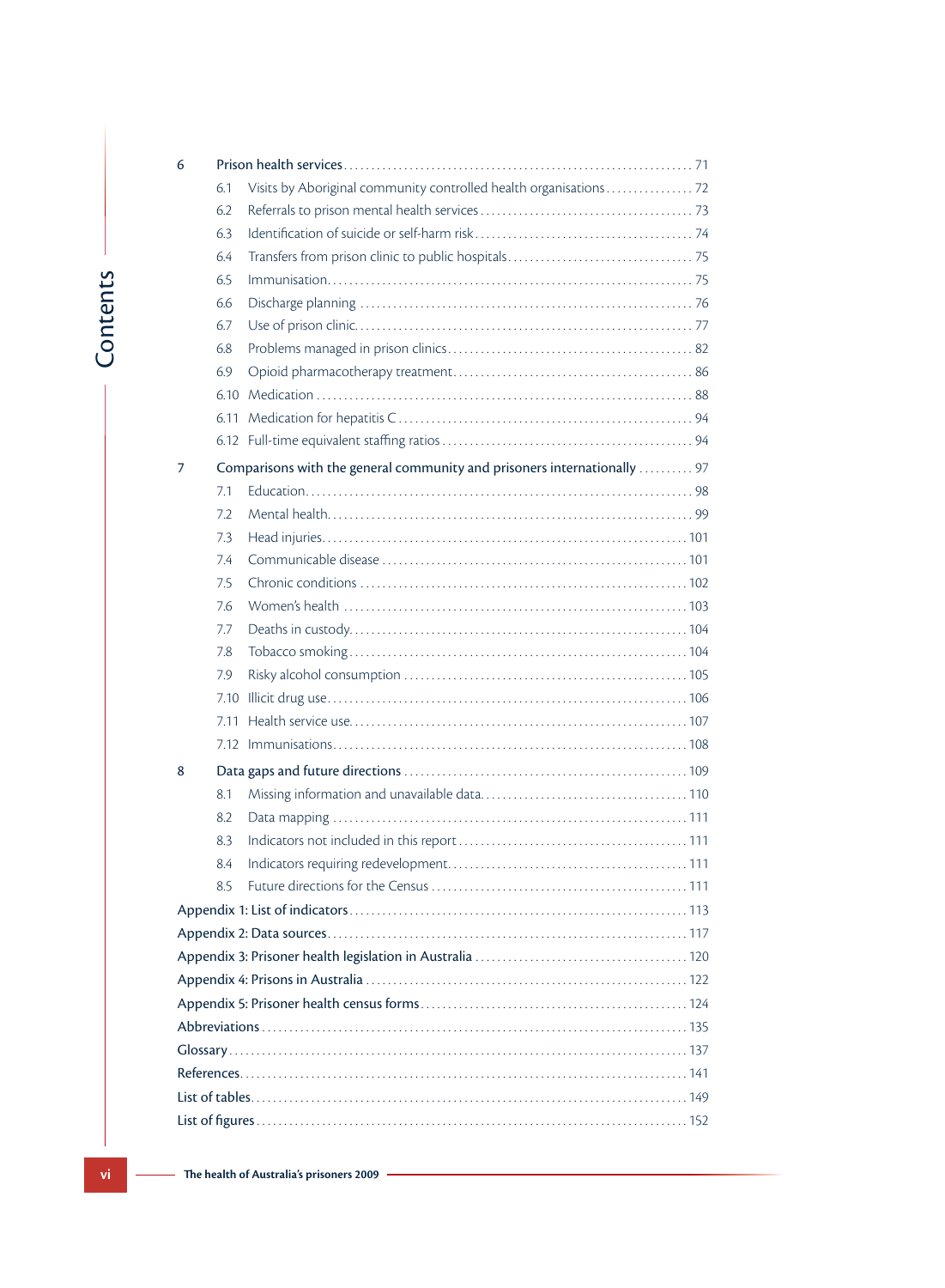6 Prison health services ... 71

- 6.1 Visits by Aboriginal community controlled health organisations ... 72
- 6.2 Referrals to prison mental health services ... 73
- 6.3 Identification of suicide or self-harm risk ... 74
- 6.4 Transfers from prison clinic to public hospitals ... 75
- 6.5 Immunisation ... 75
- 6.6 Discharge planning ... 76
- 6.7 Use of prison clinic ... 77
- 6.8 Problems managed in prison clinics ... 82
- 6.9 Opioid pharmacotherapy treatment ... 86
- 6.10 Medication ... 88
- 6.11 Medication for hepatitis C ... 94
- 6.12 Full-time equivalent staffing ratios ... 94

7 Comparisons with the general community and prisoners internationally ... 97

- 7.1 Education ... 98
- 7.2 Mental health ... 99
- 7.3 Head injuries ... 101
- 7.4 Communicable disease ... 101
- 7.5 Chronic conditions ... 102
- 7.6 Women's health ... 103
- 7.7 Deaths in custody ... 104
- 7.8 Tobacco smoking ... 104
- 7.9 Risky alcohol consumption ... 105
- 7.10 Illicit drug use ... 106
- 7.11 Health service use ... 107
- 7.12 Immunisations ... 108

8 Data gaps and future directions ... 109

- 8.1 Missing information and unavailable data ... 110
- 8.2 Data mapping ... 111
- 8.3 Indicators not included in this report ... 111
- 8.4 Indicators requiring redevelopment ... 111
- 8.5 Future directions for the Census ... 111

Appendix 1: List of indicators ... 113

Appendix 2: Data sources ... 117

Appendix 3: Prisoner health legislation in Australia ... 120

Appendix 4: Prisons in Australia ... 122

Appendix 5: Prisoner health census forms ... 124

Abbreviations ... 135

Glossary ... 137

References ... 141

List of tables ... 149

List of figures ... 152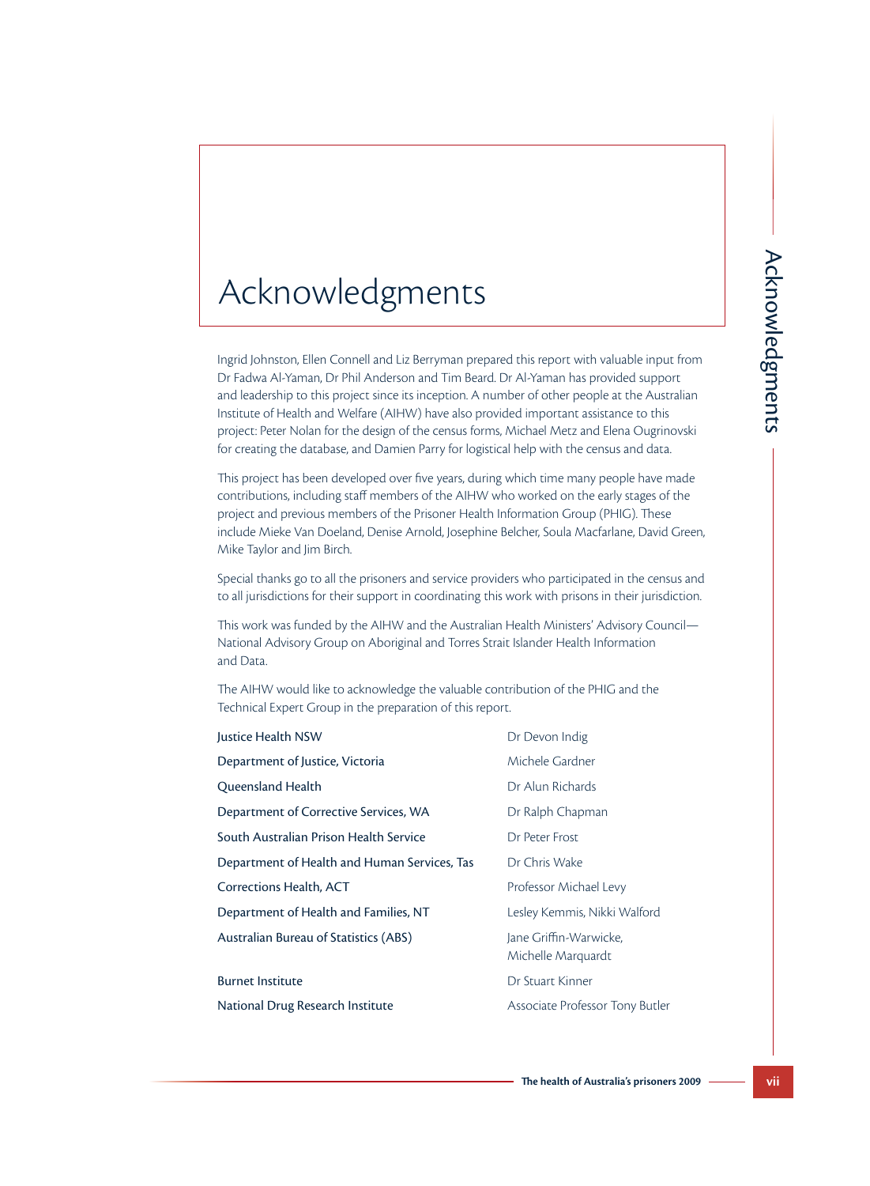# Acknowledgments

Ingrid Johnston, Ellen Connell and Liz Berryman prepared this report with valuable input from Dr Fadwa Al-Yaman, Dr Phil Anderson and Tim Beard. Dr Al-Yaman has provided support and leadership to this project since its inception. A number of other people at the Australian Institute of Health and Welfare (AIHW) have also provided important assistance to this project: Peter Nolan for the design of the census forms, Michael Metz and Elena Ougrinovski for creating the database, and Damien Parry for logistical help with the census and data.

This project has been developed over five years, during which time many people have made contributions, including staff members of the AIHW who worked on the early stages of the project and previous members of the Prisoner Health Information Group (PHIG). These include Mieke Van Doeland, Denise Arnold, Josephine Belcher, Soula Macfarlane, David Green, Mike Taylor and Jim Birch.

Special thanks go to all the prisoners and service providers who participated in the census and to all jurisdictions for their support in coordinating this work with prisons in their jurisdiction.

This work was funded by the AIHW and the Australian Health Ministers' Advisory Council—National Advisory Group on Aboriginal and Torres Strait Islander Health Information and Data.

The AIHW would like to acknowledge the valuable contribution of the PHIG and the Technical Expert Group in the preparation of this report.

| | |
|---|---|
| Justice Health NSW | Dr Devon Indig |
| Department of Justice, Victoria | Michele Gardner |
| Queensland Health | Dr Alun Richards |
| Department of Corrective Services, WA | Dr Ralph Chapman |
| South Australian Prison Health Service | Dr Peter Frost |
| Department of Health and Human Services, Tas | Dr Chris Wake |
| Corrections Health, ACT | Professor Michael Levy |
| Department of Health and Families, NT | Lesley Kemmis, Nikki Walford |
| Australian Bureau of Statistics (ABS) | Jane Griffin-Warwicke, Michelle Marquardt |
| Burnet Institute | Dr Stuart Kinner |
| National Drug Research Institute | Associate Professor Tony Butler |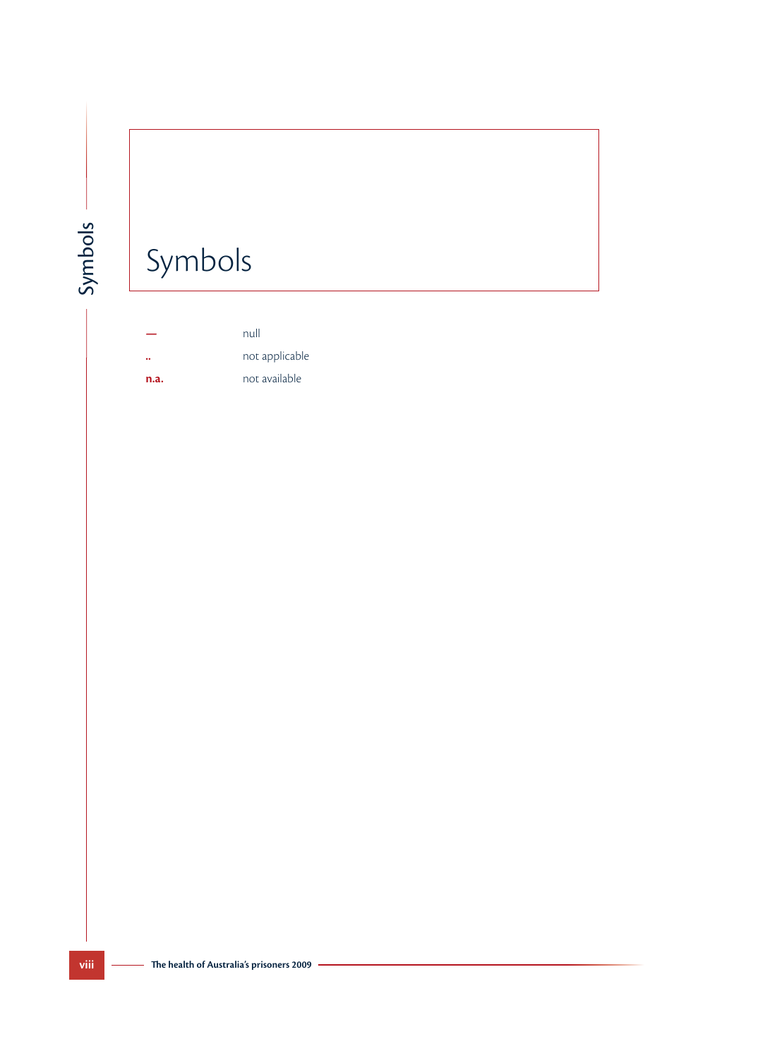# Symbols

| | |
|---|---|
| — | null |
| .. | not applicable |
| **n.a.** | not available |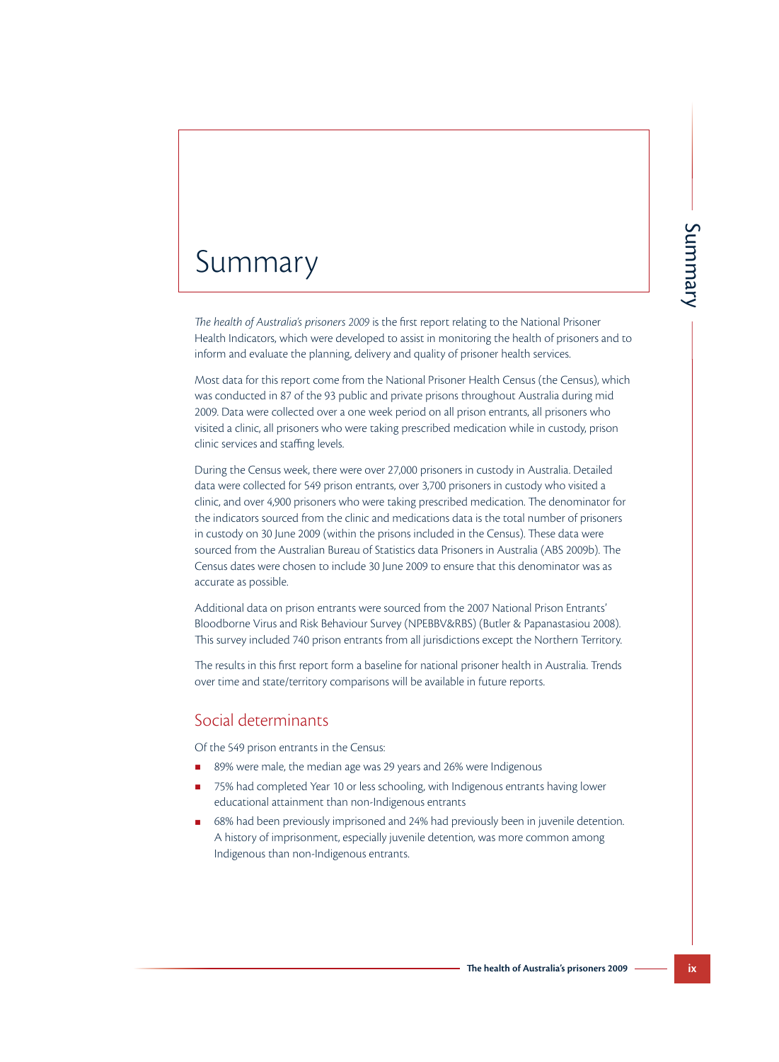# Summary

*The health of Australia's prisoners 2009* is the first report relating to the National Prisoner Health Indicators, which were developed to assist in monitoring the health of prisoners and to inform and evaluate the planning, delivery and quality of prisoner health services.

Most data for this report come from the National Prisoner Health Census (the Census), which was conducted in 87 of the 93 public and private prisons throughout Australia during mid 2009. Data were collected over a one week period on all prison entrants, all prisoners who visited a clinic, all prisoners who were taking prescribed medication while in custody, prison clinic services and staffing levels.

During the Census week, there were over 27,000 prisoners in custody in Australia. Detailed data were collected for 549 prison entrants, over 3,700 prisoners in custody who visited a clinic, and over 4,900 prisoners who were taking prescribed medication. The denominator for the indicators sourced from the clinic and medications data is the total number of prisoners in custody on 30 June 2009 (within the prisons included in the Census). These data were sourced from the Australian Bureau of Statistics data Prisoners in Australia (ABS 2009b). The Census dates were chosen to include 30 June 2009 to ensure that this denominator was as accurate as possible.

Additional data on prison entrants were sourced from the 2007 National Prison Entrants' Bloodborne Virus and Risk Behaviour Survey (NPEBBV&RBS) (Butler & Papanastasiou 2008). This survey included 740 prison entrants from all jurisdictions except the Northern Territory.

The results in this first report form a baseline for national prisoner health in Australia. Trends over time and state/territory comparisons will be available in future reports.

## Social determinants

Of the 549 prison entrants in the Census:

- 89% were male, the median age was 29 years and 26% were Indigenous
- 75% had completed Year 10 or less schooling, with Indigenous entrants having lower educational attainment than non-Indigenous entrants
- 68% had been previously imprisoned and 24% had previously been in juvenile detention. A history of imprisonment, especially juvenile detention, was more common among Indigenous than non-Indigenous entrants.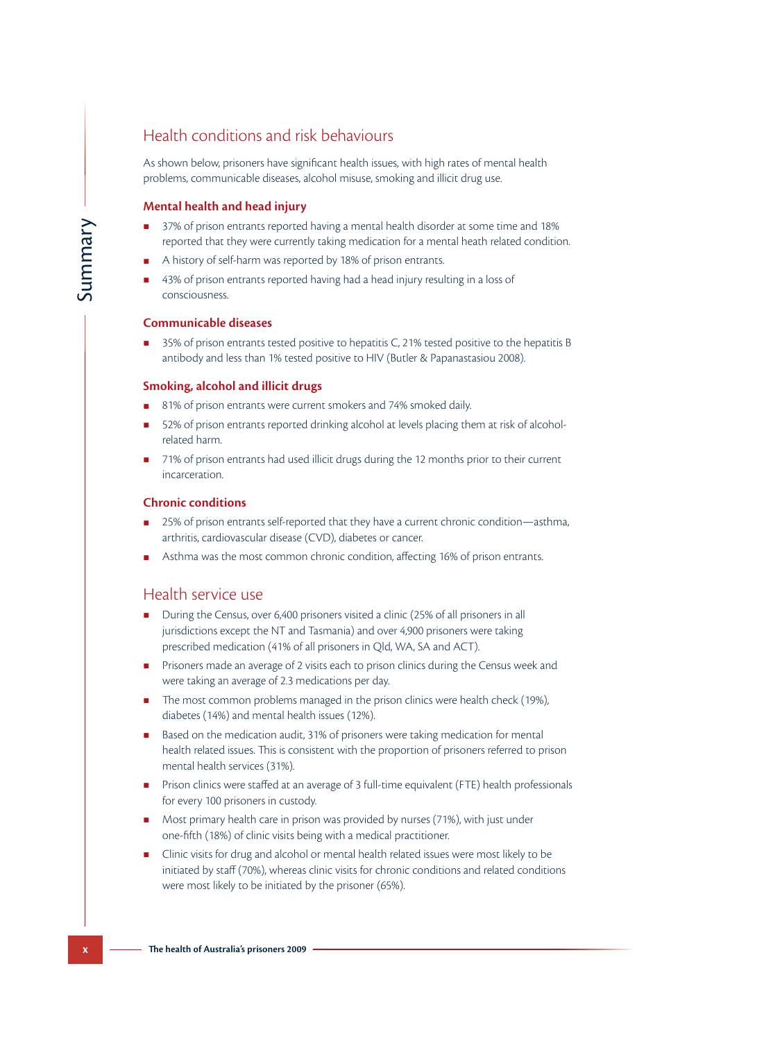## Health conditions and risk behaviours

As shown below, prisoners have significant health issues, with high rates of mental health problems, communicable diseases, alcohol misuse, smoking and illicit drug use.

### Mental health and head injury

- 37% of prison entrants reported having a mental health disorder at some time and 18% reported that they were currently taking medication for a mental heath related condition.
- A history of self-harm was reported by 18% of prison entrants.
- 43% of prison entrants reported having had a head injury resulting in a loss of consciousness.

### Communicable diseases

- 35% of prison entrants tested positive to hepatitis C, 21% tested positive to the hepatitis B antibody and less than 1% tested positive to HIV (Butler & Papanastasiou 2008).

### Smoking, alcohol and illicit drugs

- 81% of prison entrants were current smokers and 74% smoked daily.
- 52% of prison entrants reported drinking alcohol at levels placing them at risk of alcohol-related harm.
- 71% of prison entrants had used illicit drugs during the 12 months prior to their current incarceration.

### Chronic conditions

- 25% of prison entrants self-reported that they have a current chronic condition—asthma, arthritis, cardiovascular disease (CVD), diabetes or cancer.
- Asthma was the most common chronic condition, affecting 16% of prison entrants.

## Health service use

- During the Census, over 6,400 prisoners visited a clinic (25% of all prisoners in all jurisdictions except the NT and Tasmania) and over 4,900 prisoners were taking prescribed medication (41% of all prisoners in Qld, WA, SA and ACT).
- Prisoners made an average of 2 visits each to prison clinics during the Census week and were taking an average of 2.3 medications per day.
- The most common problems managed in the prison clinics were health check (19%), diabetes (14%) and mental health issues (12%).
- Based on the medication audit, 31% of prisoners were taking medication for mental health related issues. This is consistent with the proportion of prisoners referred to prison mental health services (31%).
- Prison clinics were staffed at an average of 3 full-time equivalent (FTE) health professionals for every 100 prisoners in custody.
- Most primary health care in prison was provided by nurses (71%), with just under one-fifth (18%) of clinic visits being with a medical practitioner.
- Clinic visits for drug and alcohol or mental health related issues were most likely to be initiated by staff (70%), whereas clinic visits for chronic conditions and related conditions were most likely to be initiated by the prisoner (65%).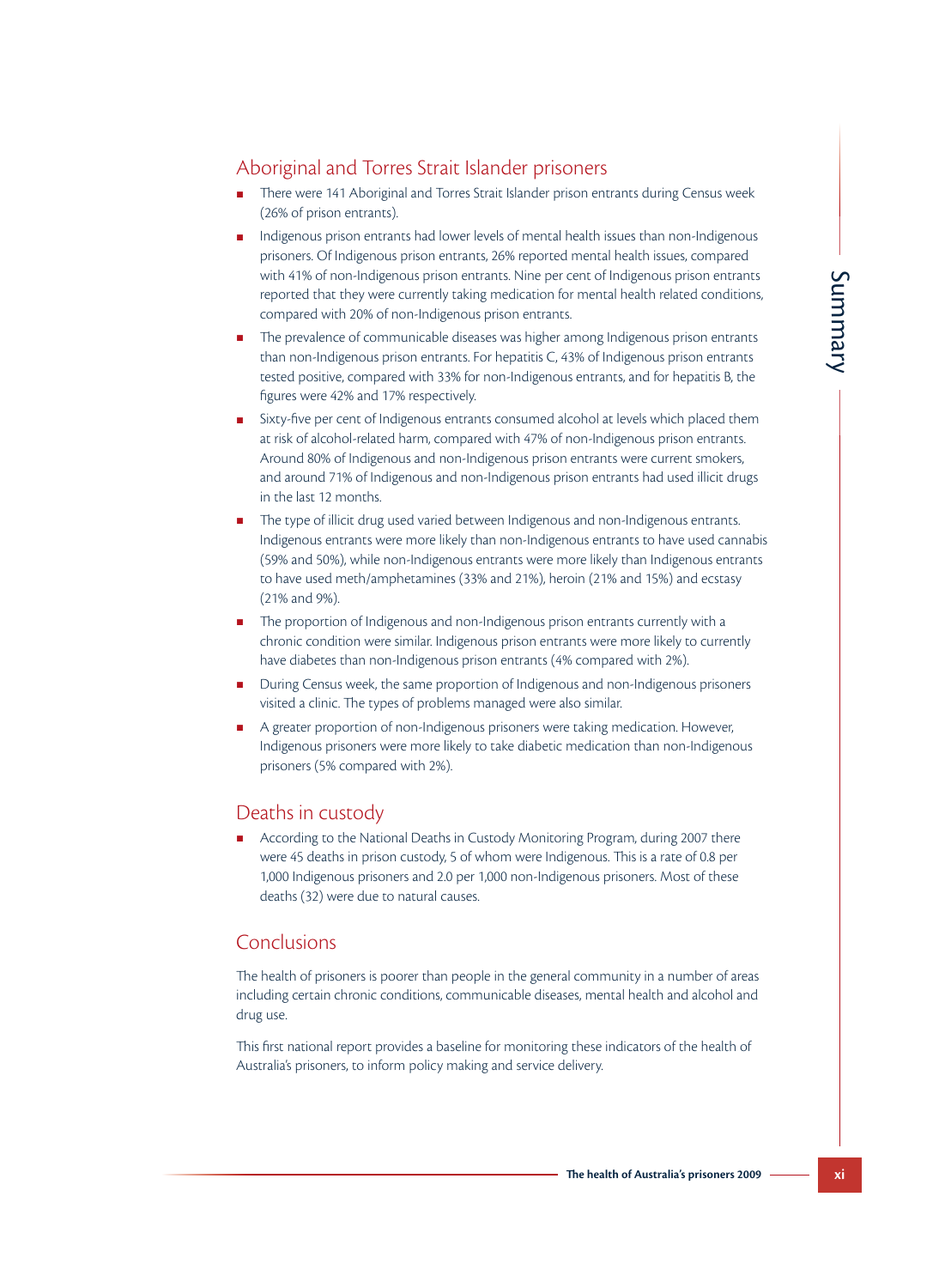## Aboriginal and Torres Strait Islander prisoners

- There were 141 Aboriginal and Torres Strait Islander prison entrants during Census week (26% of prison entrants).
- Indigenous prison entrants had lower levels of mental health issues than non-Indigenous prisoners. Of Indigenous prison entrants, 26% reported mental health issues, compared with 41% of non-Indigenous prison entrants. Nine per cent of Indigenous prison entrants reported that they were currently taking medication for mental health related conditions, compared with 20% of non-Indigenous prison entrants.
- The prevalence of communicable diseases was higher among Indigenous prison entrants than non-Indigenous prison entrants. For hepatitis C, 43% of Indigenous prison entrants tested positive, compared with 33% for non-Indigenous entrants, and for hepatitis B, the figures were 42% and 17% respectively.
- Sixty-five per cent of Indigenous entrants consumed alcohol at levels which placed them at risk of alcohol-related harm, compared with 47% of non-Indigenous prison entrants. Around 80% of Indigenous and non-Indigenous prison entrants were current smokers, and around 71% of Indigenous and non-Indigenous prison entrants had used illicit drugs in the last 12 months.
- The type of illicit drug used varied between Indigenous and non-Indigenous entrants. Indigenous entrants were more likely than non-Indigenous entrants to have used cannabis (59% and 50%), while non-Indigenous entrants were more likely than Indigenous entrants to have used meth/amphetamines (33% and 21%), heroin (21% and 15%) and ecstasy (21% and 9%).
- The proportion of Indigenous and non-Indigenous prison entrants currently with a chronic condition were similar. Indigenous prison entrants were more likely to currently have diabetes than non-Indigenous prison entrants (4% compared with 2%).
- During Census week, the same proportion of Indigenous and non-Indigenous prisoners visited a clinic. The types of problems managed were also similar.
- A greater proportion of non-Indigenous prisoners were taking medication. However, Indigenous prisoners were more likely to take diabetic medication than non-Indigenous prisoners (5% compared with 2%).

## Deaths in custody

- According to the National Deaths in Custody Monitoring Program, during 2007 there were 45 deaths in prison custody, 5 of whom were Indigenous. This is a rate of 0.8 per 1,000 Indigenous prisoners and 2.0 per 1,000 non-Indigenous prisoners. Most of these deaths (32) were due to natural causes.

## Conclusions

The health of prisoners is poorer than people in the general community in a number of areas including certain chronic conditions, communicable diseases, mental health and alcohol and drug use.

This first national report provides a baseline for monitoring these indicators of the health of Australia's prisoners, to inform policy making and service delivery.